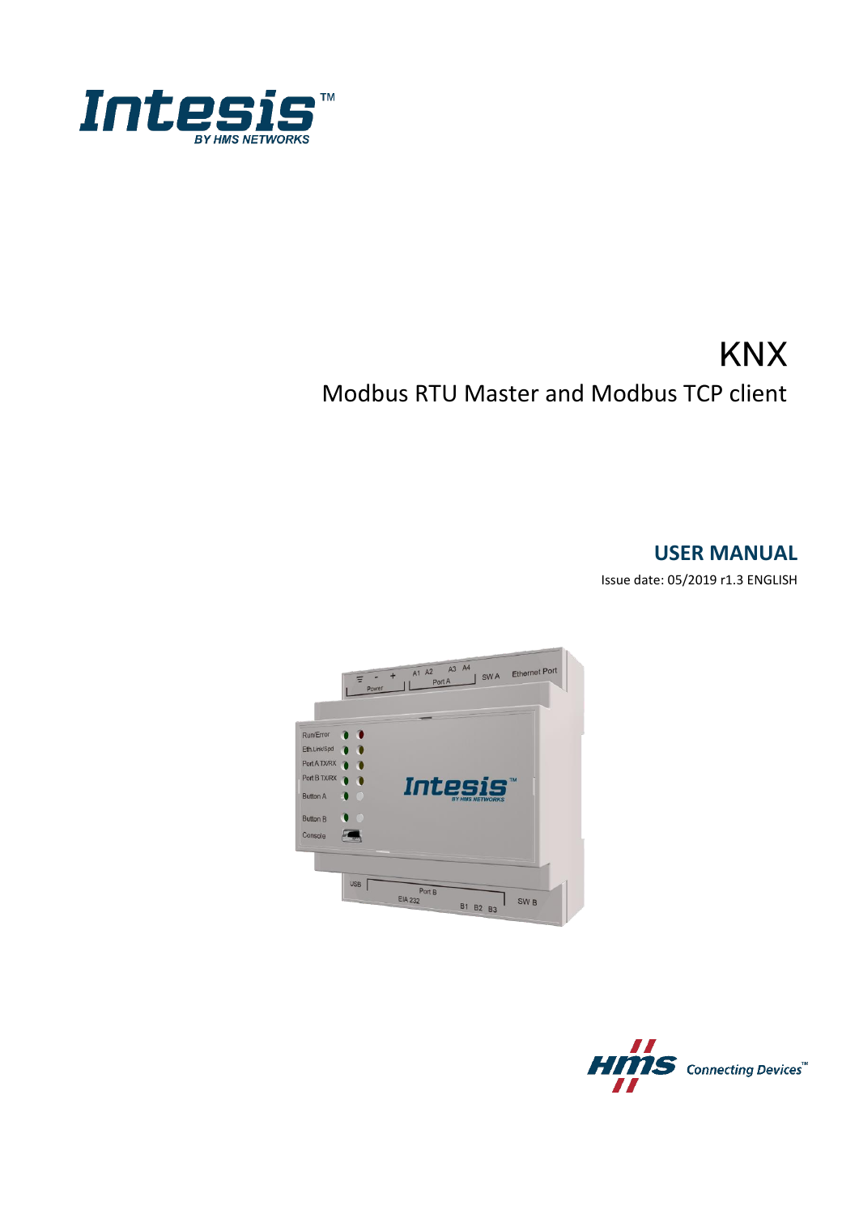# KNX

## Modbus RTU Master and Modbus TCP client

**USER MANUAL**

Issue date: 05/2019 r1.3 ENGLISH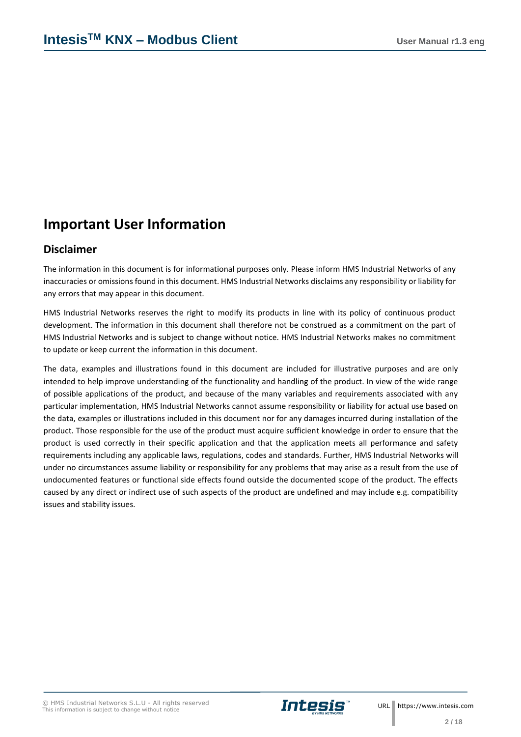# Important User Information

## Disclaimer

The information in this document is for informational purposes only. Please inform HMS Industrial Networks of any inaccuracies or omissions found in this document. HMS Industrial Networks disclaims any responsibility or liability for any errors that may appear in this document.

HMS Industrial Networks reserves the right to modify its products in line with its policy of continuous product development. The information in this document shall therefore not be construed as a commitment on the part of HMS Industrial Networks and is subject to change without notice. HMS Industrial Networks makes no commitment to update or keep current the information in this document.

The data, examples and illustrations found in this document are included for illustrative purposes and are only intended to help improve understanding of the functionality and handling of the product. In view of the wide range of possible applications of the product, and because of the many variables and requirements associated with any particular implementation, HMS Industrial Networks cannot assume responsibility or liability for actual use based on the data, examples or illustrations included in this document nor for any damages incurred during installation of the product. Those responsible for the use of the product must acquire sufficient knowledge in order to ensure that the product is used correctly in their specific application and that the application meets all performance and safety requirements including any applicable laws, regulations, codes and standards. Further, HMS Industrial Networks will under no circumstances assume liability or responsibility for any problems that may arise as a result from the use of undocumented features or functional side effects found outside the documented scope of the product. The effects caused by any direct or indirect use of such aspects of the product are undefined and may include e.g. compatibility issues and stability issues.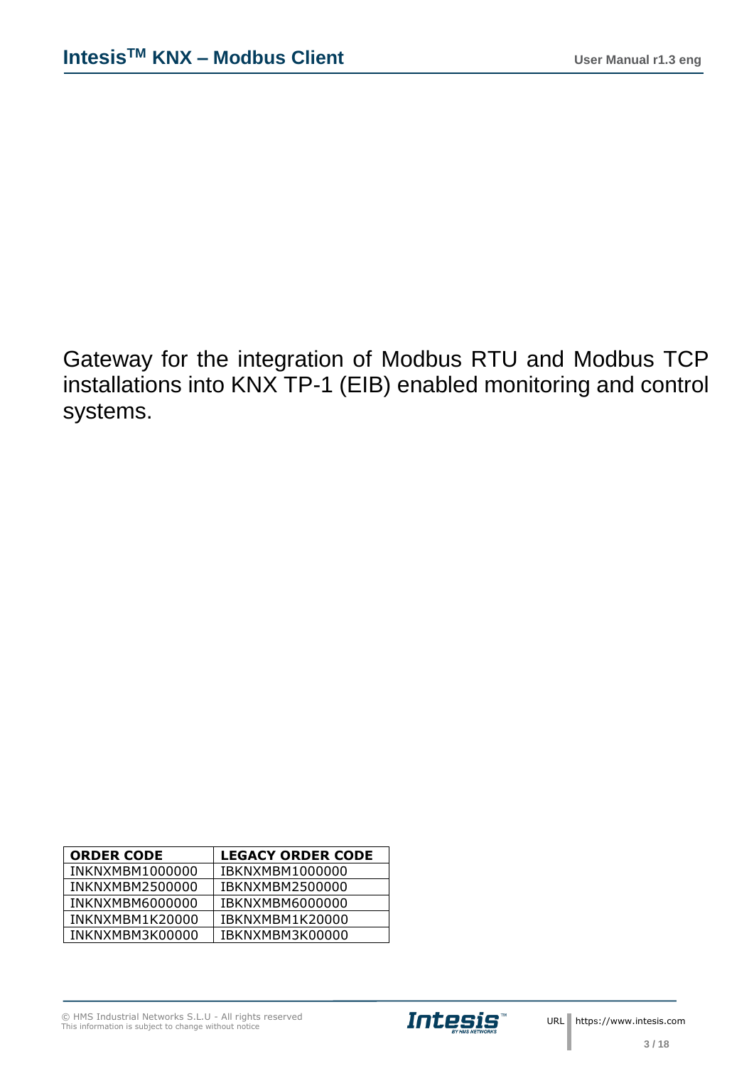Gateway for the integration of Modbus RTU and Modbus TCP installations into KNX TP-1 (EIB) enabled monitoring and control systems.

| ORDER CODE | LEGACY ORDER CODE |
| --- | --- |
| INKNXMBM1000000 | IBKNXMBM1000000 |
| INKNXMBM2500000 | IBKNXMBM2500000 |
| INKNXMBM6000000 | IBKNXMBM6000000 |
| INKNXMBM1K20000 | IBKNXMBM1K20000 |
| INKNXMBM3K00000 | IBKNXMBM3K00000 |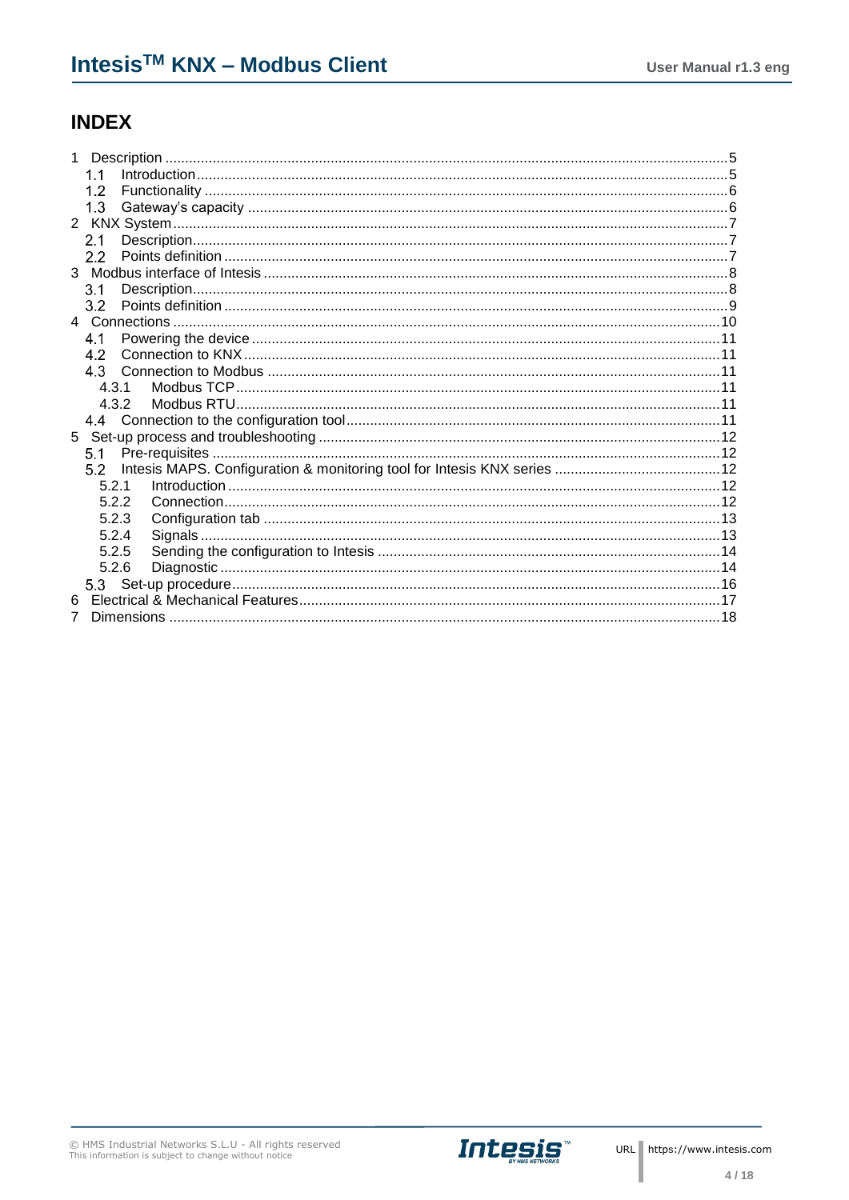# INDEX

1 Description .....5
  1.1 Introduction .....5
  1.2 Functionality .....6
  1.3 Gateway's capacity .....6
2 KNX System .....7
  2.1 Description .....7
  2.2 Points definition .....7
3 Modbus interface of Intesis .....8
  3.1 Description .....8
  3.2 Points definition .....9
4 Connections .....10
  4.1 Powering the device .....11
  4.2 Connection to KNX .....11
  4.3 Connection to Modbus .....11
    4.3.1 Modbus TCP .....11
    4.3.2 Modbus RTU .....11
  4.4 Connection to the configuration tool .....11
5 Set-up process and troubleshooting .....12
  5.1 Pre-requisites .....12
  5.2 Intesis MAPS. Configuration & monitoring tool for Intesis KNX series .....12
    5.2.1 Introduction .....12
    5.2.2 Connection .....12
    5.2.3 Configuration tab .....13
    5.2.4 Signals .....13
    5.2.5 Sending the configuration to Intesis .....14
    5.2.6 Diagnostic .....14
  5.3 Set-up procedure .....16
6 Electrical & Mechanical Features .....17
7 Dimensions .....18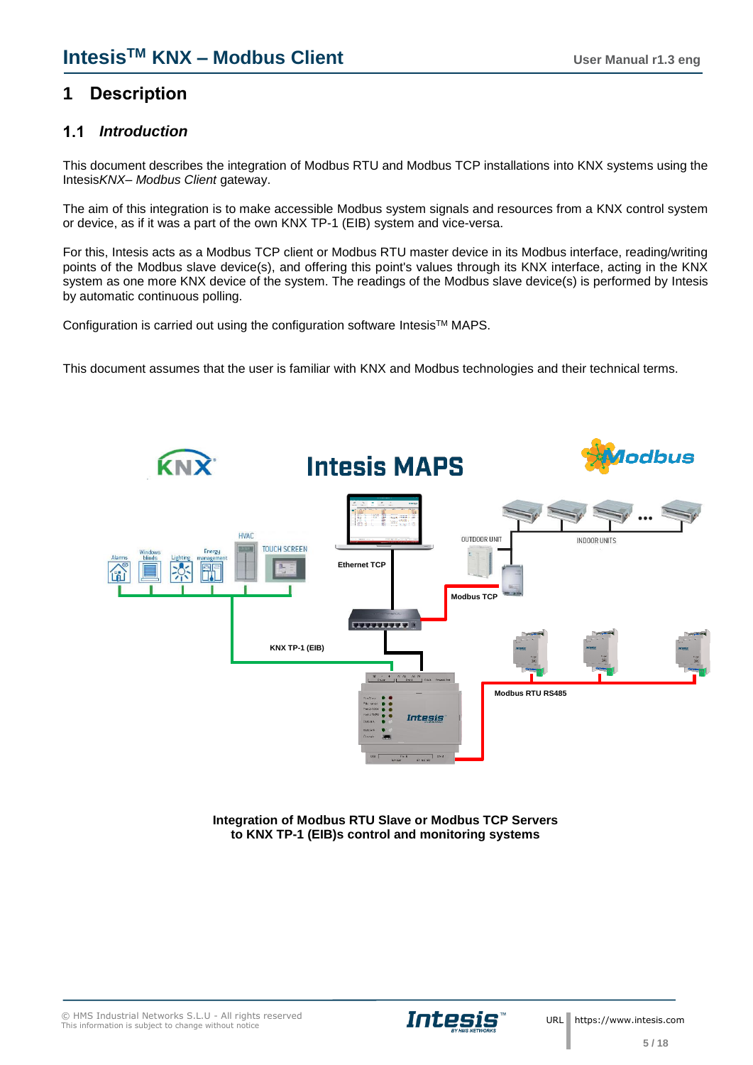# 1 Description

## 1.1 *Introduction*

This document describes the integration of Modbus RTU and Modbus TCP installations into KNX systems using the Intesis*KNX– Modbus Client* gateway.

The aim of this integration is to make accessible Modbus system signals and resources from a KNX control system or device, as if it was a part of the own KNX TP-1 (EIB) system and vice-versa.

For this, Intesis acts as a Modbus TCP client or Modbus RTU master device in its Modbus interface, reading/writing points of the Modbus slave device(s), and offering this point's values through its KNX interface, acting in the KNX system as one more KNX device of the system. The readings of the Modbus slave device(s) is performed by Intesis by automatic continuous polling.

Configuration is carried out using the configuration software Intesis™ MAPS.

This document assumes that the user is familiar with KNX and Modbus technologies and their technical terms.

**Integration of Modbus RTU Slave or Modbus TCP Servers to KNX TP-1 (EIB)s control and monitoring systems**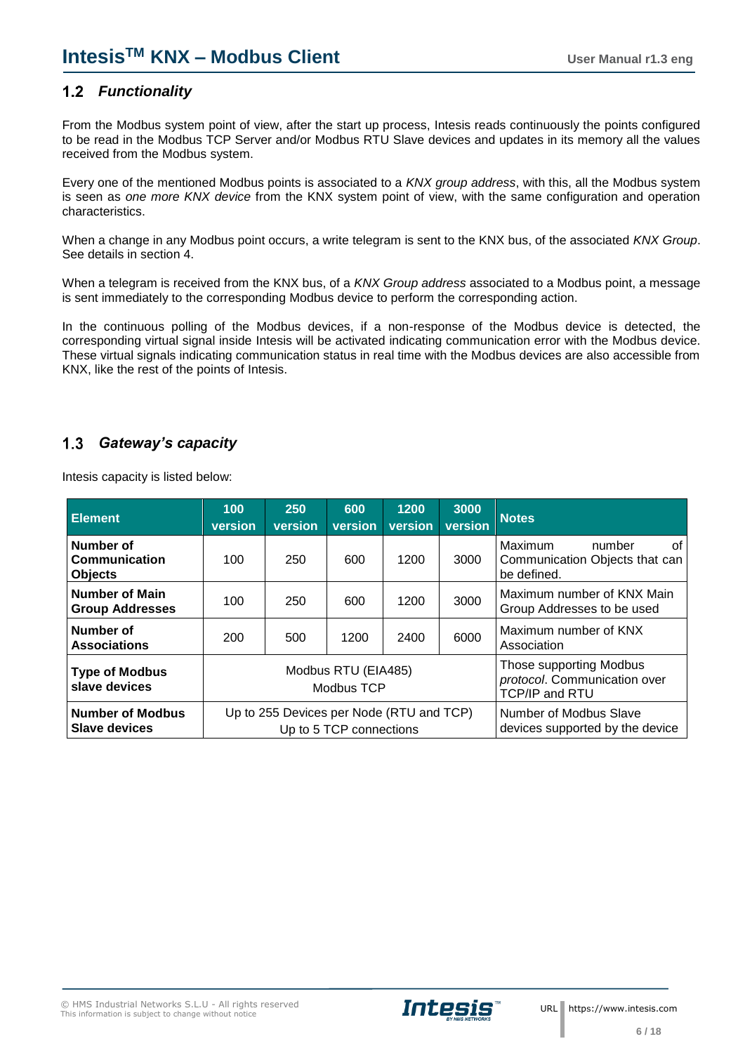## 1.2 *Functionality*

From the Modbus system point of view, after the start up process, Intesis reads continuously the points configured to be read in the Modbus TCP Server and/or Modbus RTU Slave devices and updates in its memory all the values received from the Modbus system.

Every one of the mentioned Modbus points is associated to a *KNX group address*, with this, all the Modbus system is seen as *one more KNX device* from the KNX system point of view, with the same configuration and operation characteristics.

When a change in any Modbus point occurs, a write telegram is sent to the KNX bus, of the associated *KNX Group*. See details in section 4.

When a telegram is received from the KNX bus, of a *KNX Group address* associated to a Modbus point, a message is sent immediately to the corresponding Modbus device to perform the corresponding action.

In the continuous polling of the Modbus devices, if a non-response of the Modbus device is detected, the corresponding virtual signal inside Intesis will be activated indicating communication error with the Modbus device. These virtual signals indicating communication status in real time with the Modbus devices are also accessible from KNX, like the rest of the points of Intesis.

## 1.3 *Gateway's capacity*

Intesis capacity is listed below:

| Element | 100 version | 250 version | 600 version | 1200 version | 3000 version | Notes |
|---|---|---|---|---|---|---|
| **Number of Communication Objects** | 100 | 250 | 600 | 1200 | 3000 | Maximum number of Communication Objects that can be defined. |
| **Number of Main Group Addresses** | 100 | 250 | 600 | 1200 | 3000 | Maximum number of KNX Main Group Addresses to be used |
| **Number of Associations** | 200 | 500 | 1200 | 2400 | 6000 | Maximum number of KNX Association |
| **Type of Modbus slave devices** | Modbus RTU (EIA485) Modbus TCP | | | | | Those supporting Modbus *protocol*. Communication over TCP/IP and RTU |
| **Number of Modbus Slave devices** | Up to 255 Devices per Node (RTU and TCP) Up to 5 TCP connections | | | | | Number of Modbus Slave devices supported by the device |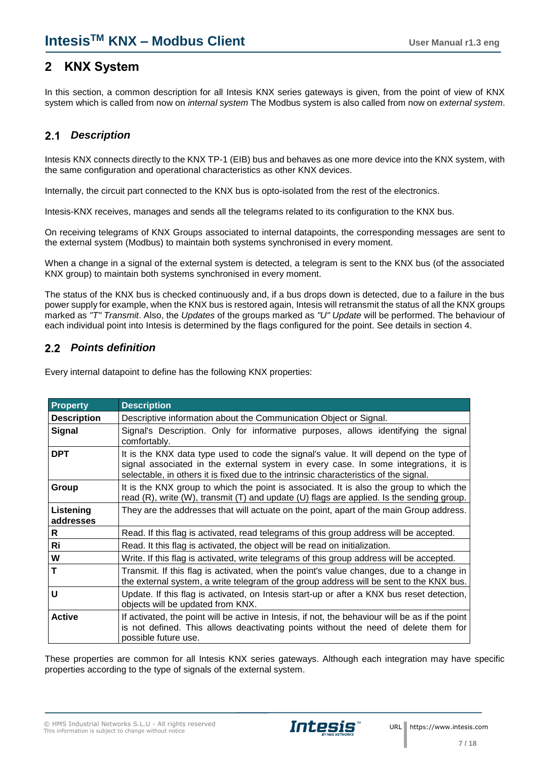# 2 KNX System

In this section, a common description for all Intesis KNX series gateways is given, from the point of view of KNX system which is called from now on *internal system* The Modbus system is also called from now on *external system*.

## 2.1 *Description*

Intesis KNX connects directly to the KNX TP-1 (EIB) bus and behaves as one more device into the KNX system, with the same configuration and operational characteristics as other KNX devices.

Internally, the circuit part connected to the KNX bus is opto-isolated from the rest of the electronics.

Intesis-KNX receives, manages and sends all the telegrams related to its configuration to the KNX bus.

On receiving telegrams of KNX Groups associated to internal datapoints, the corresponding messages are sent to the external system (Modbus) to maintain both systems synchronised in every moment.

When a change in a signal of the external system is detected, a telegram is sent to the KNX bus (of the associated KNX group) to maintain both systems synchronised in every moment.

The status of the KNX bus is checked continuously and, if a bus drops down is detected, due to a failure in the bus power supply for example, when the KNX bus is restored again, Intesis will retransmit the status of all the KNX groups marked as *"T" Transmit*. Also, the *Updates* of the groups marked as *"U" Update* will be performed. The behaviour of each individual point into Intesis is determined by the flags configured for the point. See details in section 4.

## 2.2 *Points definition*

Every internal datapoint to define has the following KNX properties:

| Property | Description |
|---|---|
| **Description** | Descriptive information about the Communication Object or Signal. |
| **Signal** | Signal's Description. Only for informative purposes, allows identifying the signal comfortably. |
| **DPT** | It is the KNX data type used to code the signal's value. It will depend on the type of signal associated in the external system in every case. In some integrations, it is selectable, in others it is fixed due to the intrinsic characteristics of the signal. |
| **Group** | It is the KNX group to which the point is associated. It is also the group to which the read (R), write (W), transmit (T) and update (U) flags are applied. Is the sending group. |
| **Listening addresses** | They are the addresses that will actuate on the point, apart of the main Group address. |
| **R** | Read. If this flag is activated, read telegrams of this group address will be accepted. |
| **Ri** | Read. It this flag is activated, the object will be read on initialization. |
| **W** | Write. If this flag is activated, write telegrams of this group address will be accepted. |
| **T** | Transmit. If this flag is activated, when the point's value changes, due to a change in the external system, a write telegram of the group address will be sent to the KNX bus. |
| **U** | Update. If this flag is activated, on Intesis start-up or after a KNX bus reset detection, objects will be updated from KNX. |
| **Active** | If activated, the point will be active in Intesis, if not, the behaviour will be as if the point is not defined. This allows deactivating points without the need of delete them for possible future use. |

These properties are common for all Intesis KNX series gateways. Although each integration may have specific properties according to the type of signals of the external system.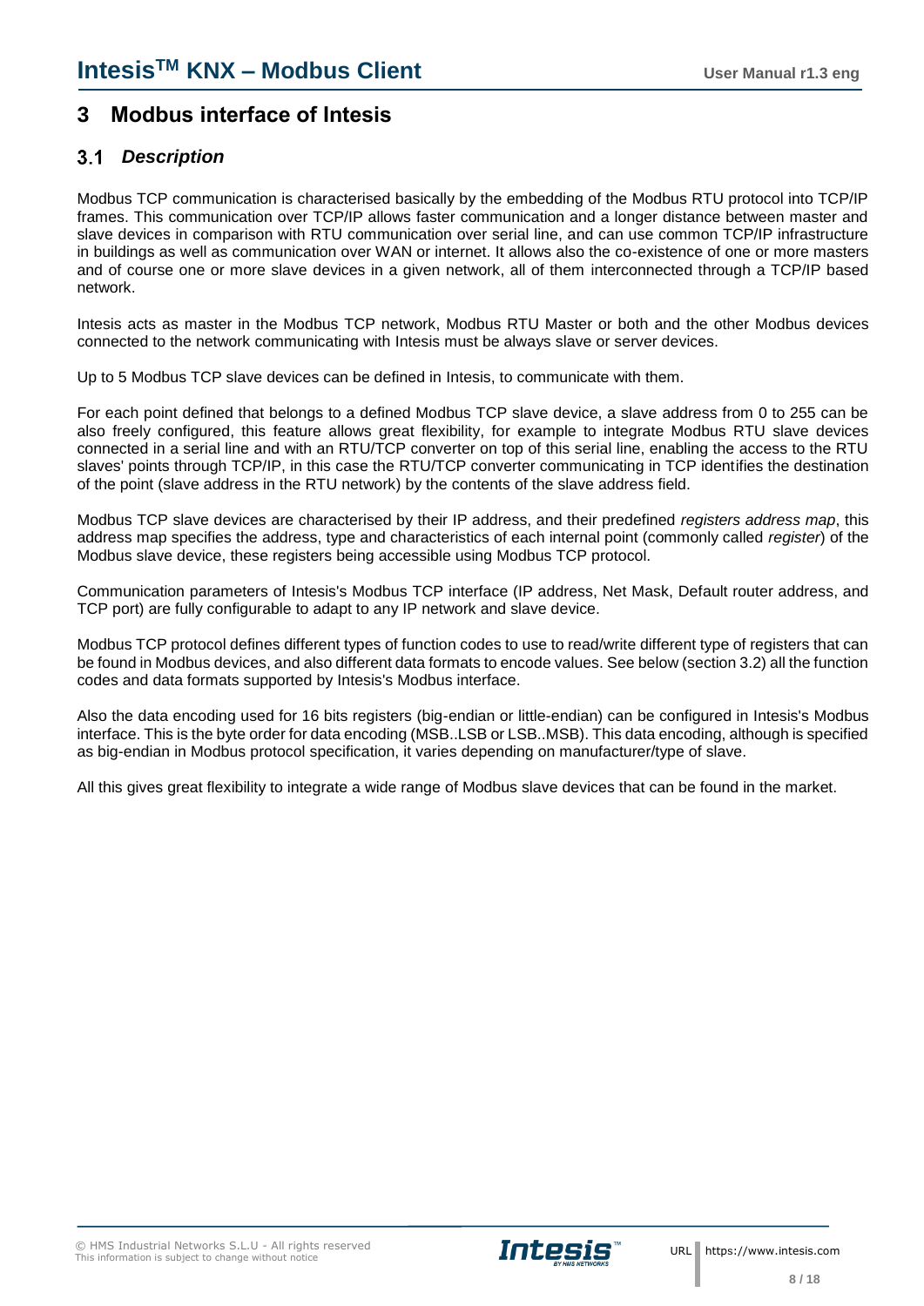# 3 Modbus interface of Intesis

## 3.1 *Description*

Modbus TCP communication is characterised basically by the embedding of the Modbus RTU protocol into TCP/IP frames. This communication over TCP/IP allows faster communication and a longer distance between master and slave devices in comparison with RTU communication over serial line, and can use common TCP/IP infrastructure in buildings as well as communication over WAN or internet. It allows also the co-existence of one or more masters and of course one or more slave devices in a given network, all of them interconnected through a TCP/IP based network.

Intesis acts as master in the Modbus TCP network, Modbus RTU Master or both and the other Modbus devices connected to the network communicating with Intesis must be always slave or server devices.

Up to 5 Modbus TCP slave devices can be defined in Intesis, to communicate with them.

For each point defined that belongs to a defined Modbus TCP slave device, a slave address from 0 to 255 can be also freely configured, this feature allows great flexibility, for example to integrate Modbus RTU slave devices connected in a serial line and with an RTU/TCP converter on top of this serial line, enabling the access to the RTU slaves' points through TCP/IP, in this case the RTU/TCP converter communicating in TCP identifies the destination of the point (slave address in the RTU network) by the contents of the slave address field.

Modbus TCP slave devices are characterised by their IP address, and their predefined *registers address map*, this address map specifies the address, type and characteristics of each internal point (commonly called *register*) of the Modbus slave device, these registers being accessible using Modbus TCP protocol.

Communication parameters of Intesis's Modbus TCP interface (IP address, Net Mask, Default router address, and TCP port) are fully configurable to adapt to any IP network and slave device.

Modbus TCP protocol defines different types of function codes to use to read/write different type of registers that can be found in Modbus devices, and also different data formats to encode values. See below (section 3.2) all the function codes and data formats supported by Intesis's Modbus interface.

Also the data encoding used for 16 bits registers (big-endian or little-endian) can be configured in Intesis's Modbus interface. This is the byte order for data encoding (MSB..LSB or LSB..MSB). This data encoding, although is specified as big-endian in Modbus protocol specification, it varies depending on manufacturer/type of slave.

All this gives great flexibility to integrate a wide range of Modbus slave devices that can be found in the market.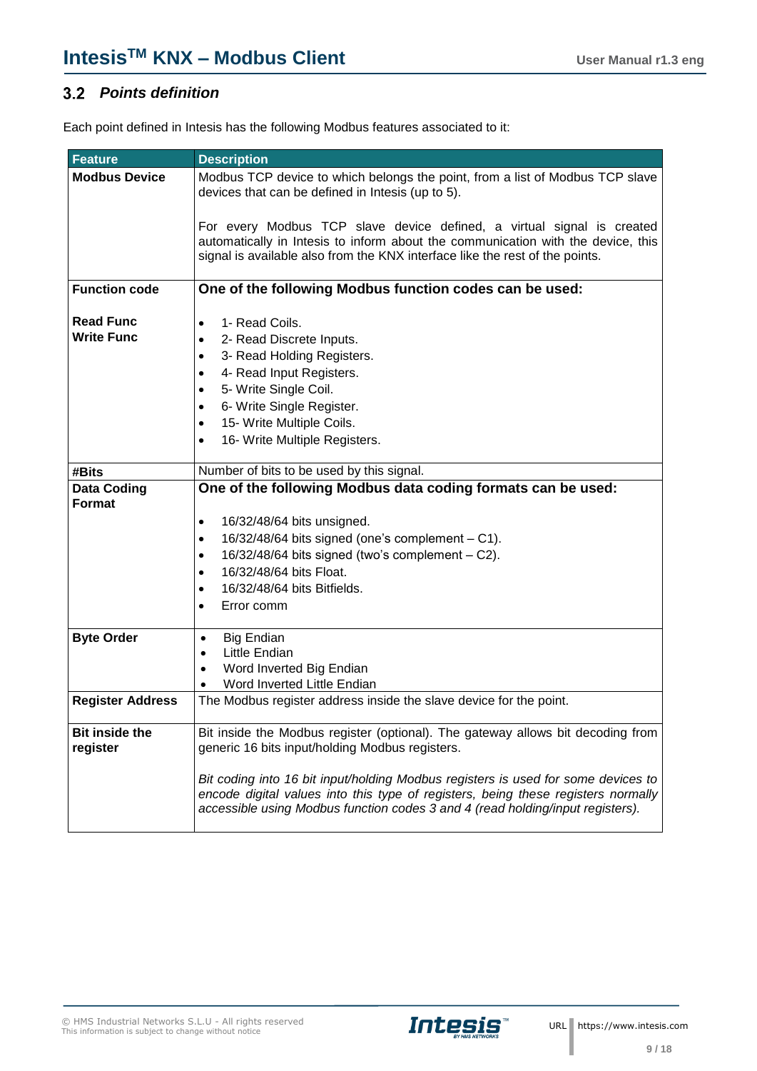## 3.2 *Points definition*

Each point defined in Intesis has the following Modbus features associated to it:

| Feature | Description |
|---|---|
| **Modbus Device** | Modbus TCP device to which belongs the point, from a list of Modbus TCP slave devices that can be defined in Intesis (up to 5).<br><br>For every Modbus TCP slave device defined, a virtual signal is created automatically in Intesis to inform about the communication with the device, this signal is available also from the KNX interface like the rest of the points. |
| **Function code**<br><br>**Read Func**<br>**Write Func** | **One of the following Modbus function codes can be used:**<br><br>• 1- Read Coils.<br>• 2- Read Discrete Inputs.<br>• 3- Read Holding Registers.<br>• 4- Read Input Registers.<br>• 5- Write Single Coil.<br>• 6- Write Single Register.<br>• 15- Write Multiple Coils.<br>• 16- Write Multiple Registers. |
| **#Bits** | Number of bits to be used by this signal. |
| **Data Coding Format** | **One of the following Modbus data coding formats can be used:**<br><br>• 16/32/48/64 bits unsigned.<br>• 16/32/48/64 bits signed (one's complement – C1).<br>• 16/32/48/64 bits signed (two's complement – C2).<br>• 16/32/48/64 bits Float.<br>• 16/32/48/64 bits Bitfields.<br>• Error comm |
| **Byte Order** | • Big Endian<br>• Little Endian<br>• Word Inverted Big Endian<br>• Word Inverted Little Endian |
| **Register Address** | The Modbus register address inside the slave device for the point. |
| **Bit inside the register** | Bit inside the Modbus register (optional). The gateway allows bit decoding from generic 16 bits input/holding Modbus registers.<br><br>*Bit coding into 16 bit input/holding Modbus registers is used for some devices to encode digital values into this type of registers, being these registers normally accessible using Modbus function codes 3 and 4 (read holding/input registers).* |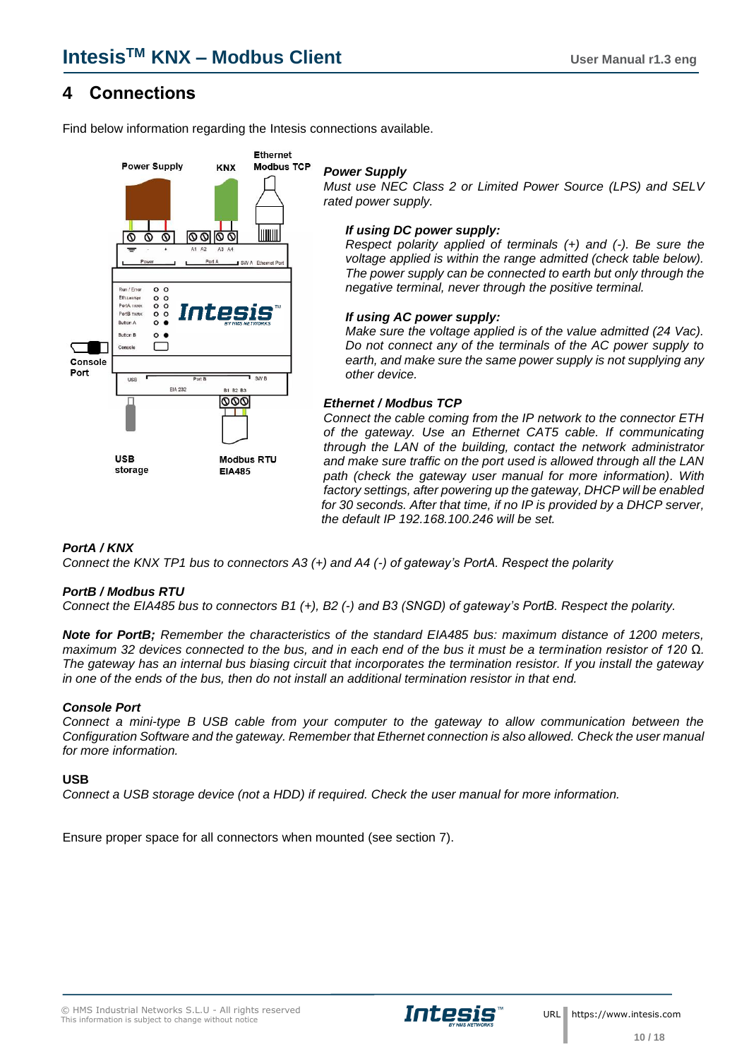# 4 Connections

Find below information regarding the Intesis connections available.

***Power Supply***
*Must use NEC Class 2 or Limited Power Source (LPS) and SELV rated power supply.*

***If using DC power supply:***
*Respect polarity applied of terminals (+) and (-). Be sure the voltage applied is within the range admitted (check table below). The power supply can be connected to earth but only through the negative terminal, never through the positive terminal.*

***If using AC power supply:***
*Make sure the voltage applied is of the value admitted (24 Vac). Do not connect any of the terminals of the AC power supply to earth, and make sure the same power supply is not supplying any other device.*

***Ethernet / Modbus TCP***
*Connect the cable coming from the IP network to the connector ETH of the gateway. Use an Ethernet CAT5 cable. If communicating through the LAN of the building, contact the network administrator and make sure traffic on the port used is allowed through all the LAN path (check the gateway user manual for more information). With factory settings, after powering up the gateway, DHCP will be enabled for 30 seconds. After that time, if no IP is provided by a DHCP server, the default IP 192.168.100.246 will be set.*

***PortA / KNX***
*Connect the KNX TP1 bus to connectors A3 (+) and A4 (-) of gateway's PortA. Respect the polarity*

***PortB / Modbus RTU***
*Connect the EIA485 bus to connectors B1 (+), B2 (-) and B3 (SNGD) of gateway's PortB. Respect the polarity.*

***Note for PortB;*** *Remember the characteristics of the standard EIA485 bus: maximum distance of 1200 meters, maximum 32 devices connected to the bus, and in each end of the bus it must be a termination resistor of 120 Ω. The gateway has an internal bus biasing circuit that incorporates the termination resistor. If you install the gateway in one of the ends of the bus, then do not install an additional termination resistor in that end.*

***Console Port***
*Connect a mini-type B USB cable from your computer to the gateway to allow communication between the Configuration Software and the gateway. Remember that Ethernet connection is also allowed. Check the user manual for more information.*

**USB**
*Connect a USB storage device (not a HDD) if required. Check the user manual for more information.*

Ensure proper space for all connectors when mounted (see section 7).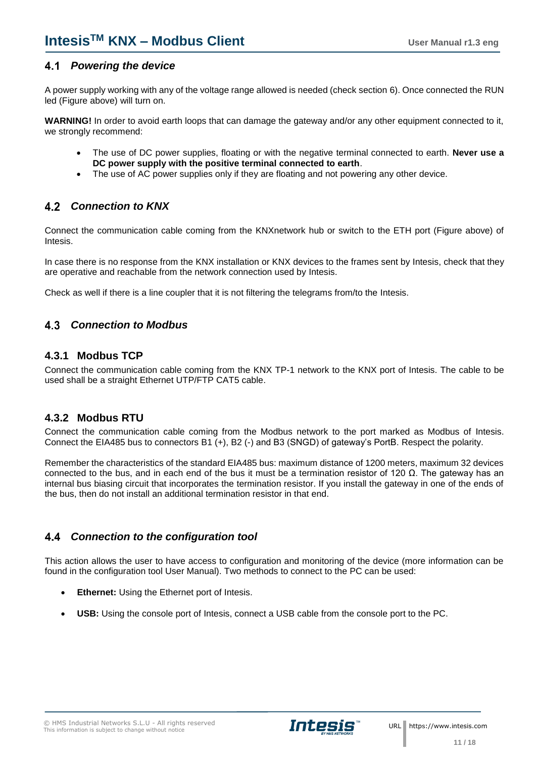## 4.1 *Powering the device*

A power supply working with any of the voltage range allowed is needed (check section 6). Once connected the RUN led (Figure above) will turn on.

**WARNING!** In order to avoid earth loops that can damage the gateway and/or any other equipment connected to it, we strongly recommend:

- The use of DC power supplies, floating or with the negative terminal connected to earth. **Never use a DC power supply with the positive terminal connected to earth**.
- The use of AC power supplies only if they are floating and not powering any other device.

## 4.2 *Connection to KNX*

Connect the communication cable coming from the KNXnetwork hub or switch to the ETH port (Figure above) of Intesis.

In case there is no response from the KNX installation or KNX devices to the frames sent by Intesis, check that they are operative and reachable from the network connection used by Intesis.

Check as well if there is a line coupler that it is not filtering the telegrams from/to the Intesis.

## 4.3 *Connection to Modbus*

### 4.3.1 Modbus TCP

Connect the communication cable coming from the KNX TP-1 network to the KNX port of Intesis. The cable to be used shall be a straight Ethernet UTP/FTP CAT5 cable.

### 4.3.2 Modbus RTU

Connect the communication cable coming from the Modbus network to the port marked as Modbus of Intesis. Connect the EIA485 bus to connectors B1 (+), B2 (-) and B3 (SNGD) of gateway's PortB. Respect the polarity.

Remember the characteristics of the standard EIA485 bus: maximum distance of 1200 meters, maximum 32 devices connected to the bus, and in each end of the bus it must be a termination resistor of 120 Ω. The gateway has an internal bus biasing circuit that incorporates the termination resistor. If you install the gateway in one of the ends of the bus, then do not install an additional termination resistor in that end.

## 4.4 *Connection to the configuration tool*

This action allows the user to have access to configuration and monitoring of the device (more information can be found in the configuration tool User Manual). Two methods to connect to the PC can be used:

- **Ethernet:** Using the Ethernet port of Intesis.
- **USB:** Using the console port of Intesis, connect a USB cable from the console port to the PC.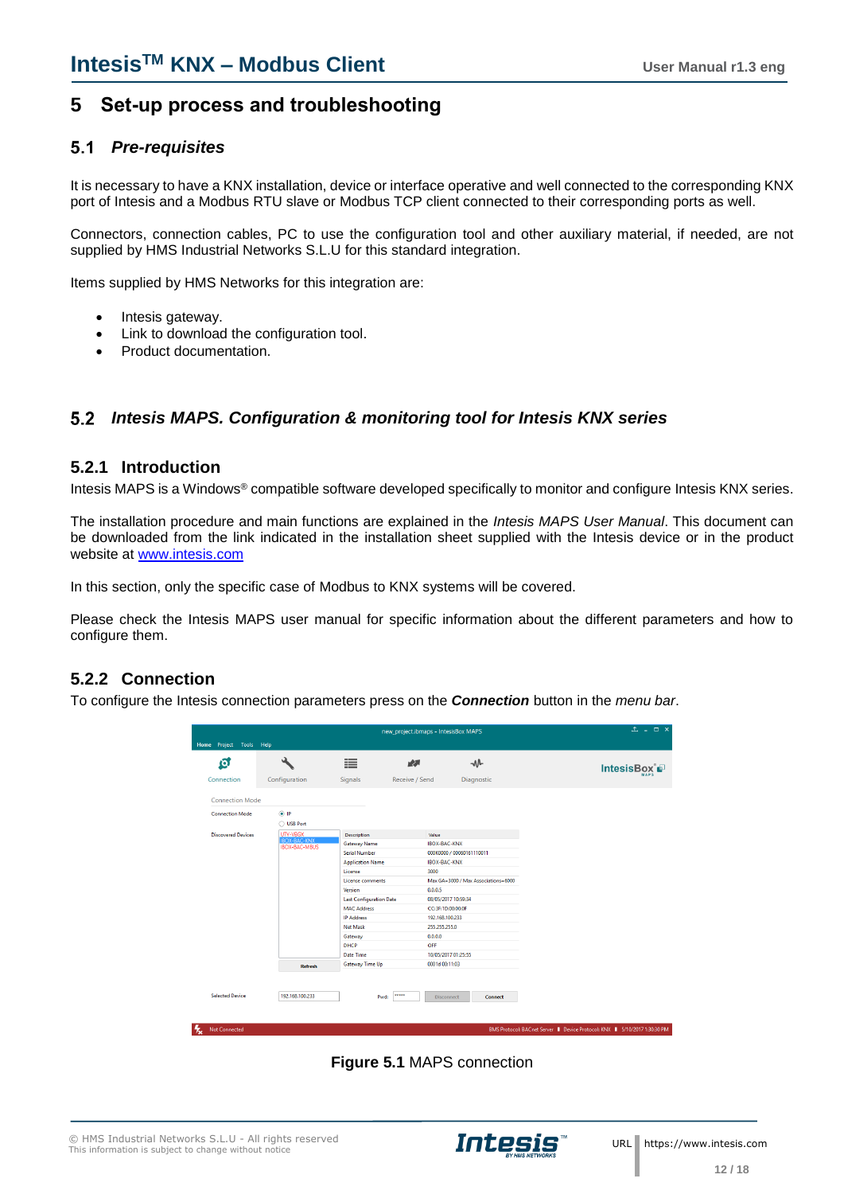# 5 Set-up process and troubleshooting

## 5.1 *Pre-requisites*

It is necessary to have a KNX installation, device or interface operative and well connected to the corresponding KNX port of Intesis and a Modbus RTU slave or Modbus TCP client connected to their corresponding ports as well.

Connectors, connection cables, PC to use the configuration tool and other auxiliary material, if needed, are not supplied by HMS Industrial Networks S.L.U for this standard integration.

Items supplied by HMS Networks for this integration are:

- Intesis gateway.
- Link to download the configuration tool.
- Product documentation.

## 5.2 *Intesis MAPS. Configuration & monitoring tool for Intesis KNX series*

### 5.2.1 Introduction

Intesis MAPS is a Windows® compatible software developed specifically to monitor and configure Intesis KNX series.

The installation procedure and main functions are explained in the *Intesis MAPS User Manual*. This document can be downloaded from the link indicated in the installation sheet supplied with the Intesis device or in the product website at www.intesis.com

In this section, only the specific case of Modbus to KNX systems will be covered.

Please check the Intesis MAPS user manual for specific information about the different parameters and how to configure them.

### 5.2.2 Connection

To configure the Intesis connection parameters press on the ***Connection*** button in the *menu bar*.

**Figure 5.1** MAPS connection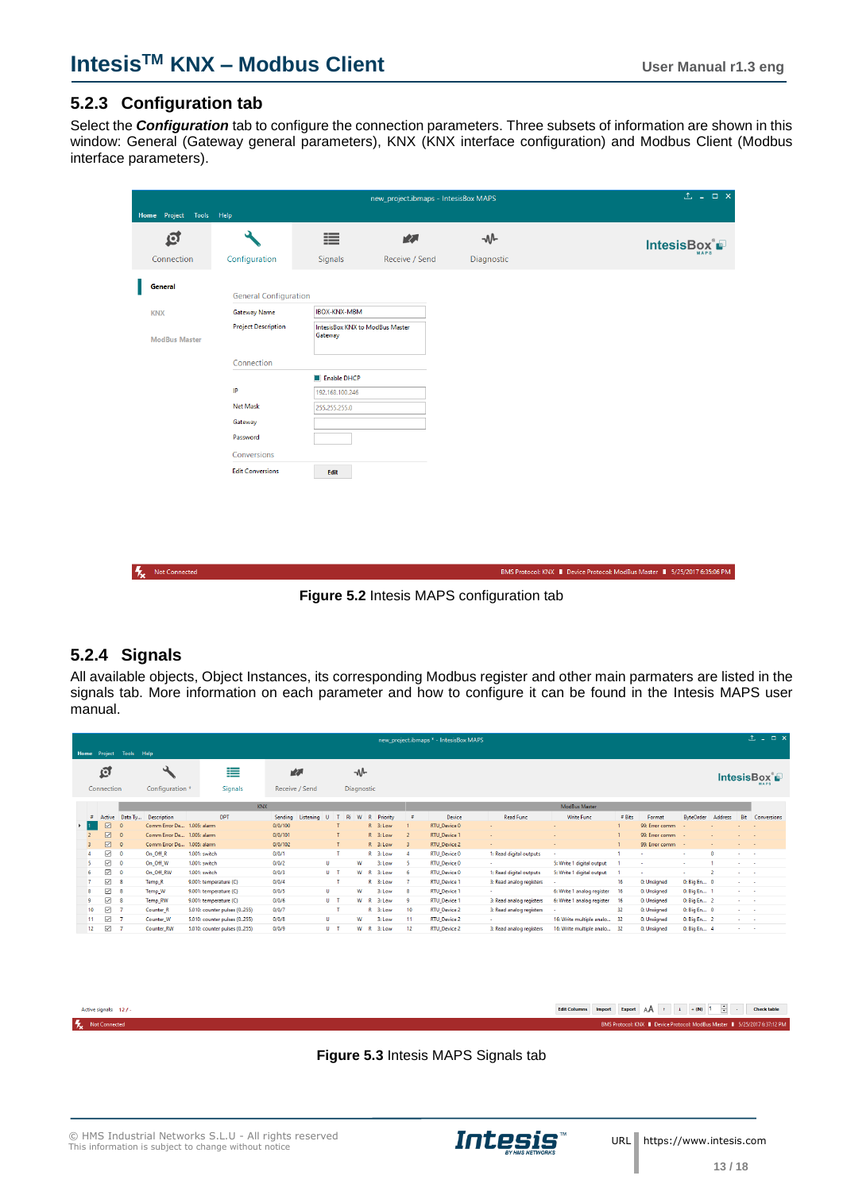## 5.2.3 Configuration tab

Select the ***Configuration*** tab to configure the connection parameters. Three subsets of information are shown in this window: General (Gateway general parameters), KNX (KNX interface configuration) and Modbus Client (Modbus interface parameters).

**Figure 5.2** Intesis MAPS configuration tab

## 5.2.4 Signals

All available objects, Object Instances, its corresponding Modbus register and other main parmaters are listed in the signals tab. More information on each parameter and how to configure it can be found in the Intesis MAPS user manual.

**Figure 5.3** Intesis MAPS Signals tab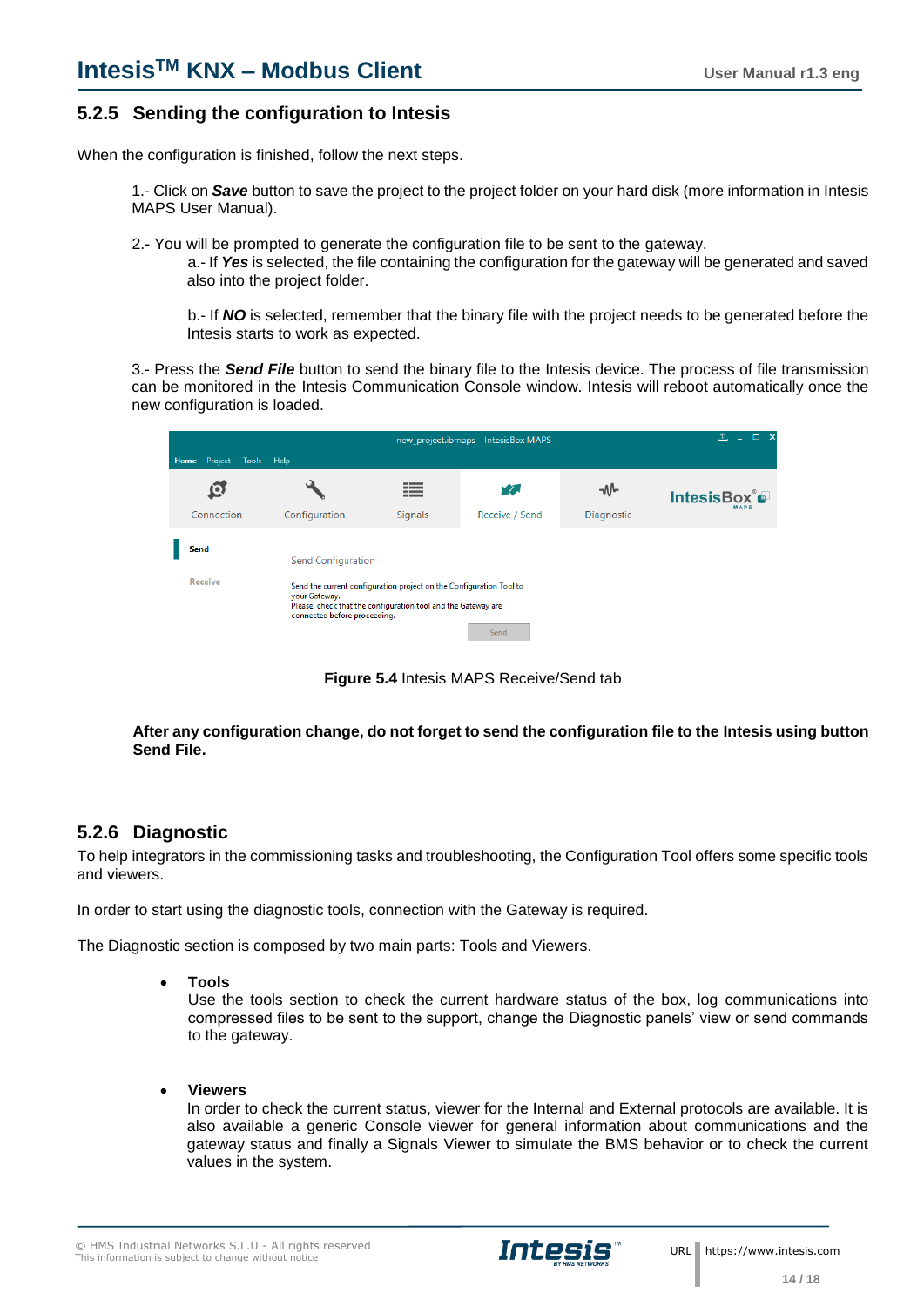### 5.2.5 Sending the configuration to Intesis

When the configuration is finished, follow the next steps.

1.- Click on ***Save*** button to save the project to the project folder on your hard disk (more information in Intesis MAPS User Manual).

2.- You will be prompted to generate the configuration file to be sent to the gateway.

a.- If ***Yes*** is selected, the file containing the configuration for the gateway will be generated and saved also into the project folder.

b.- If ***NO*** is selected, remember that the binary file with the project needs to be generated before the Intesis starts to work as expected.

3.- Press the ***Send File*** button to send the binary file to the Intesis device. The process of file transmission can be monitored in the Intesis Communication Console window. Intesis will reboot automatically once the new configuration is loaded.

**Figure 5.4** Intesis MAPS Receive/Send tab

**After any configuration change, do not forget to send the configuration file to the Intesis using button Send File.**

### 5.2.6 Diagnostic

To help integrators in the commissioning tasks and troubleshooting, the Configuration Tool offers some specific tools and viewers.

In order to start using the diagnostic tools, connection with the Gateway is required.

The Diagnostic section is composed by two main parts: Tools and Viewers.

- **Tools**
  Use the tools section to check the current hardware status of the box, log communications into compressed files to be sent to the support, change the Diagnostic panels' view or send commands to the gateway.

- **Viewers**
  In order to check the current status, viewer for the Internal and External protocols are available. It is also available a generic Console viewer for general information about communications and the gateway status and finally a Signals Viewer to simulate the BMS behavior or to check the current values in the system.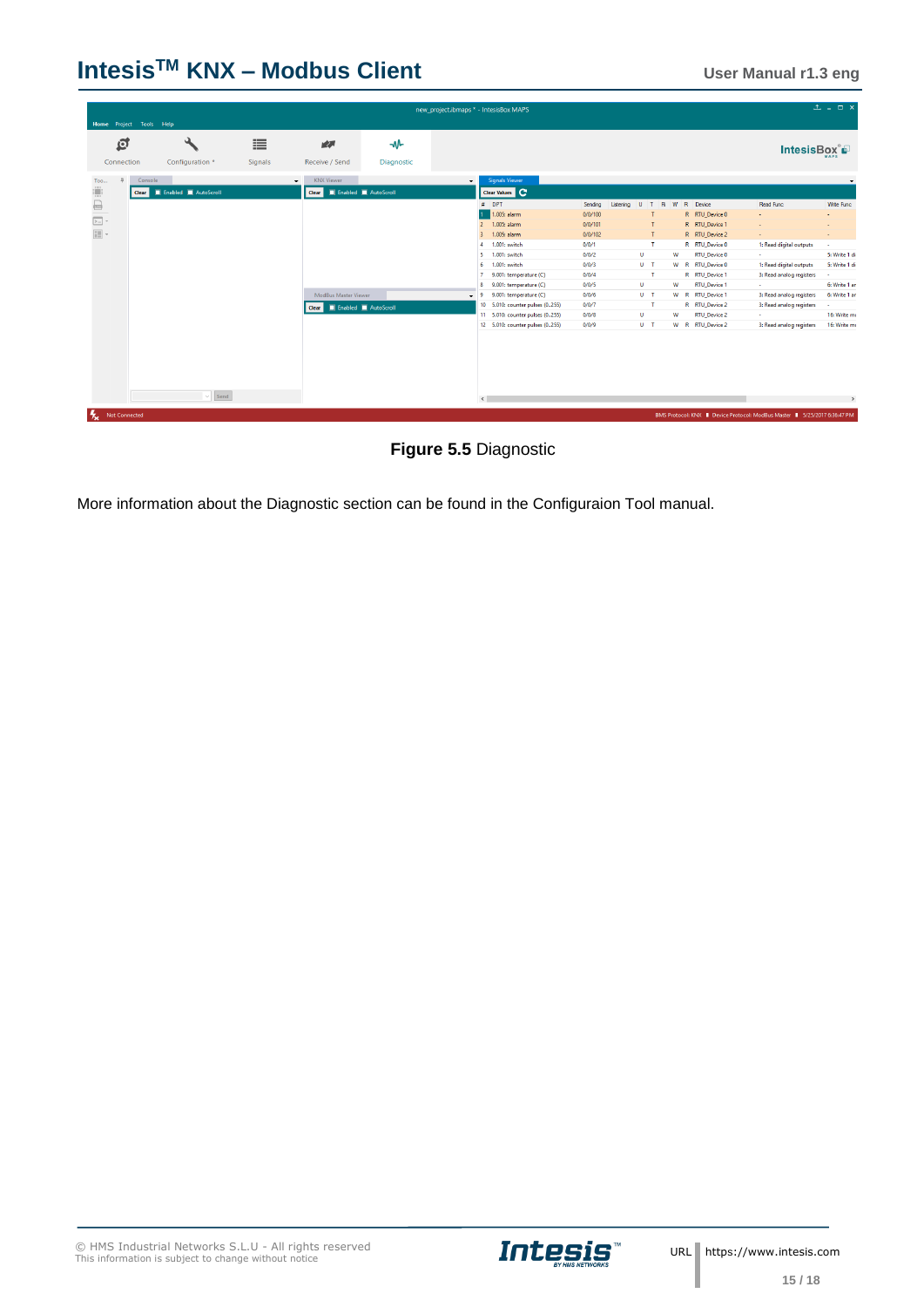**Figure 5.5** Diagnostic

More information about the Diagnostic section can be found in the Configuraion Tool manual.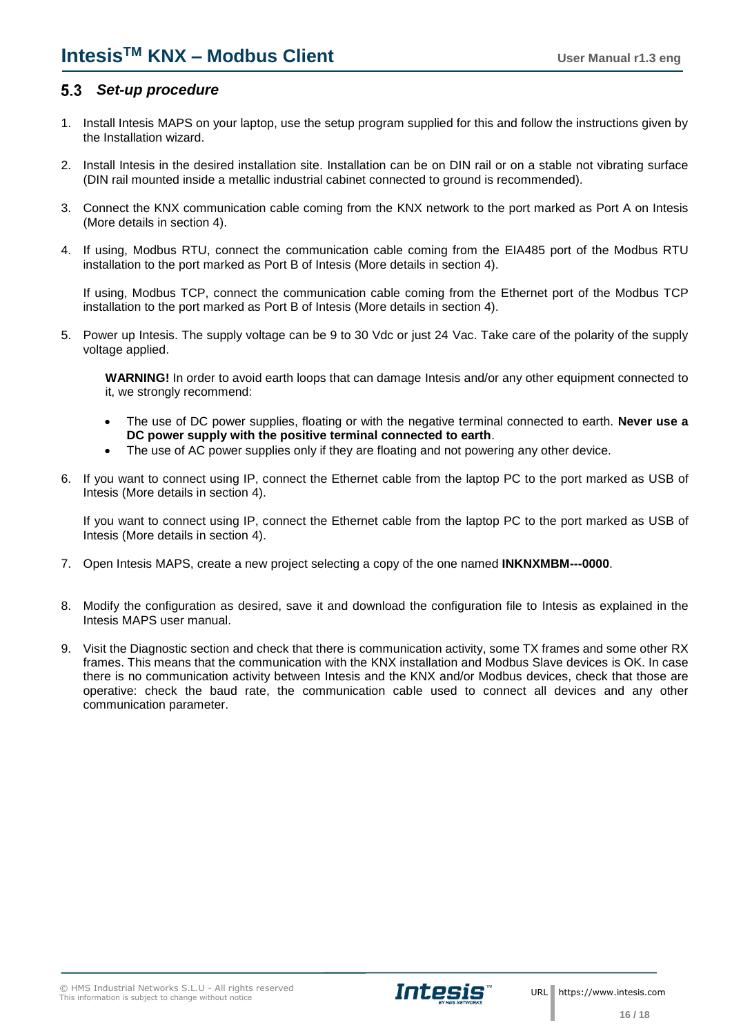## 5.3 Set-up procedure

1. Install Intesis MAPS on your laptop, use the setup program supplied for this and follow the instructions given by the Installation wizard.

2. Install Intesis in the desired installation site. Installation can be on DIN rail or on a stable not vibrating surface (DIN rail mounted inside a metallic industrial cabinet connected to ground is recommended).

3. Connect the KNX communication cable coming from the KNX network to the port marked as Port A on Intesis (More details in section 4).

4. If using, Modbus RTU, connect the communication cable coming from the EIA485 port of the Modbus RTU installation to the port marked as Port B of Intesis (More details in section 4).

   If using, Modbus TCP, connect the communication cable coming from the Ethernet port of the Modbus TCP installation to the port marked as Port B of Intesis (More details in section 4).

5. Power up Intesis. The supply voltage can be 9 to 30 Vdc or just 24 Vac. Take care of the polarity of the supply voltage applied.

   **WARNING!** In order to avoid earth loops that can damage Intesis and/or any other equipment connected to it, we strongly recommend:

   - The use of DC power supplies, floating or with the negative terminal connected to earth. **Never use a DC power supply with the positive terminal connected to earth**.
   - The use of AC power supplies only if they are floating and not powering any other device.

6. If you want to connect using IP, connect the Ethernet cable from the laptop PC to the port marked as USB of Intesis (More details in section 4).

   If you want to connect using IP, connect the Ethernet cable from the laptop PC to the port marked as USB of Intesis (More details in section 4).

7. Open Intesis MAPS, create a new project selecting a copy of the one named **INKNXMBM---0000**.

8. Modify the configuration as desired, save it and download the configuration file to Intesis as explained in the Intesis MAPS user manual.

9. Visit the Diagnostic section and check that there is communication activity, some TX frames and some other RX frames. This means that the communication with the KNX installation and Modbus Slave devices is OK. In case there is no communication activity between Intesis and the KNX and/or Modbus devices, check that those are operative: check the baud rate, the communication cable used to connect all devices and any other communication parameter.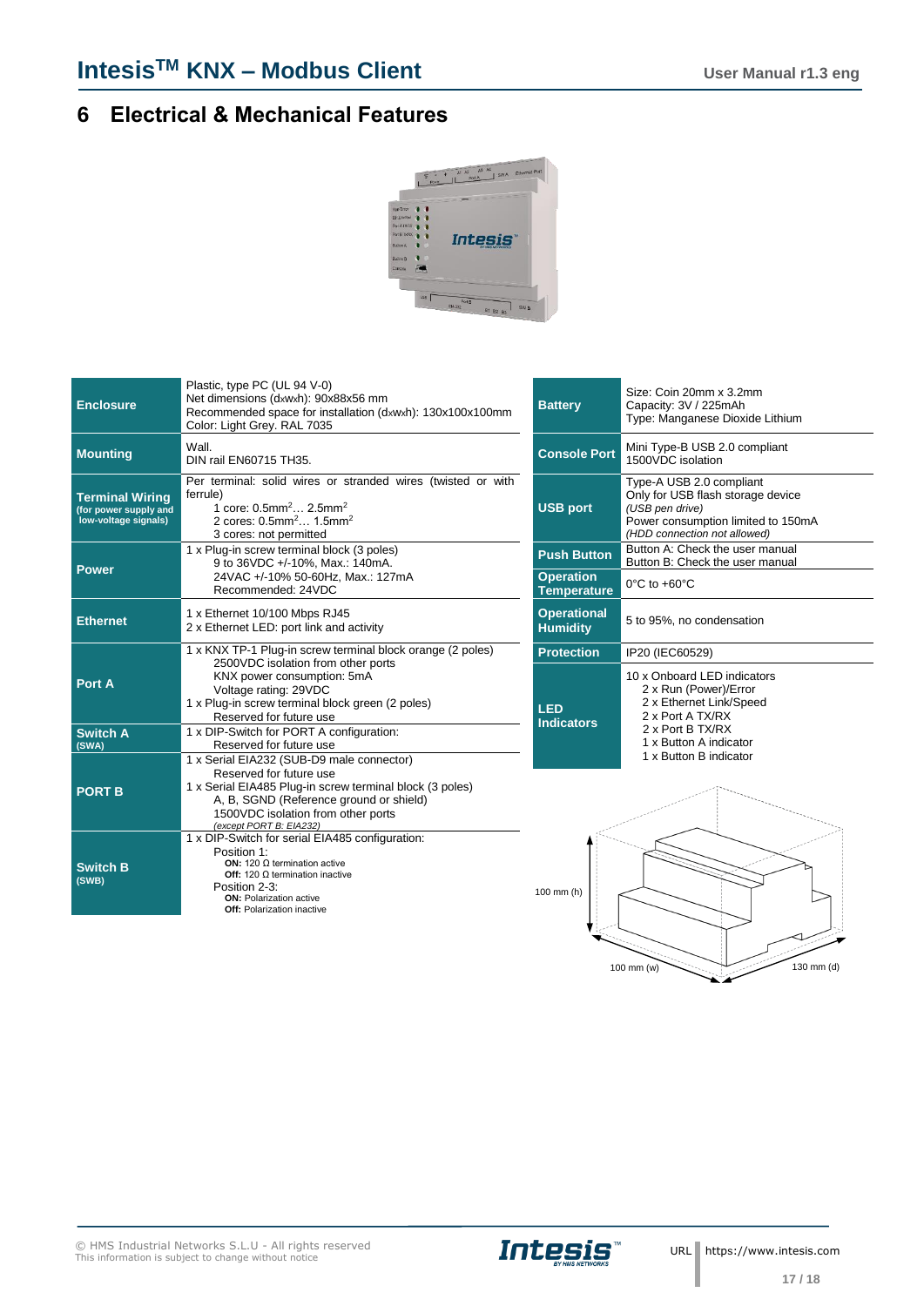# 6 Electrical & Mechanical Features

| | |
|---|---|
| **Enclosure** | Plastic, type PC (UL 94 V-0)<br>Net dimensions (dxwxh): 90x88x56 mm<br>Recommended space for installation (dxwxh): 130x100x100mm<br>Color: Light Grey. RAL 7035 |
| **Mounting** | Wall.<br>DIN rail EN60715 TH35. |
| **Terminal Wiring** (for power supply and low-voltage signals) | Per terminal: solid wires or stranded wires (twisted or with ferrule)<br>1 core: 0.5mm$^2$… 2.5mm$^2$<br>2 cores: 0.5mm$^2$… 1.5mm$^2$<br>3 cores: not permitted |
| **Power** | 1 x Plug-in screw terminal block (3 poles)<br>9 to 36VDC +/-10%, Max.: 140mA.<br>24VAC +/-10% 50-60Hz, Max.: 127mA<br>Recommended: 24VDC |
| **Ethernet** | 1 x Ethernet 10/100 Mbps RJ45<br>2 x Ethernet LED: port link and activity |
| **Port A** | 1 x KNX TP-1 Plug-in screw terminal block orange (2 poles)<br>2500VDC isolation from other ports<br>KNX power consumption: 5mA<br>Voltage rating: 29VDC<br>1 x Plug-in screw terminal block green (2 poles)<br>Reserved for future use |
| **Switch A** (SWA) | 1 x DIP-Switch for PORT A configuration:<br>Reserved for future use |
| **PORT B** | 1 x Serial EIA232 (SUB-D9 male connector)<br>Reserved for future use<br>1 x Serial EIA485 Plug-in screw terminal block (3 poles)<br>A, B, SGND (Reference ground or shield)<br>1500VDC isolation from other ports<br>*(except PORT B: EIA232)* |
| **Switch B** (SWB) | 1 x DIP-Switch for serial EIA485 configuration:<br>Position 1:<br>**ON:** 120 Ω termination active<br>**Off:** 120 Ω termination inactive<br>Position 2-3:<br>**ON:** Polarization active<br>**Off:** Polarization inactive |

| | |
|---|---|
| **Battery** | Size: Coin 20mm x 3.2mm<br>Capacity: 3V / 225mAh<br>Type: Manganese Dioxide Lithium |
| **Console Port** | Mini Type-B USB 2.0 compliant<br>1500VDC isolation |
| **USB port** | Type-A USB 2.0 compliant<br>Only for USB flash storage device<br>*(USB pen drive)*<br>Power consumption limited to 150mA<br>*(HDD connection not allowed)* |
| **Push Button** | Button A: Check the user manual<br>Button B: Check the user manual |
| **Operation Temperature** | 0°C to +60°C |
| **Operational Humidity** | 5 to 95%, no condensation |
| **Protection** | IP20 (IEC60529) |
| **LED Indicators** | 10 x Onboard LED indicators<br>2 x Run (Power)/Error<br>2 x Ethernet Link/Speed<br>2 x Port A TX/RX<br>2 x Port B TX/RX<br>1 x Button A indicator<br>1 x Button B indicator |

100 mm (h)

100 mm (w)

130 mm (d)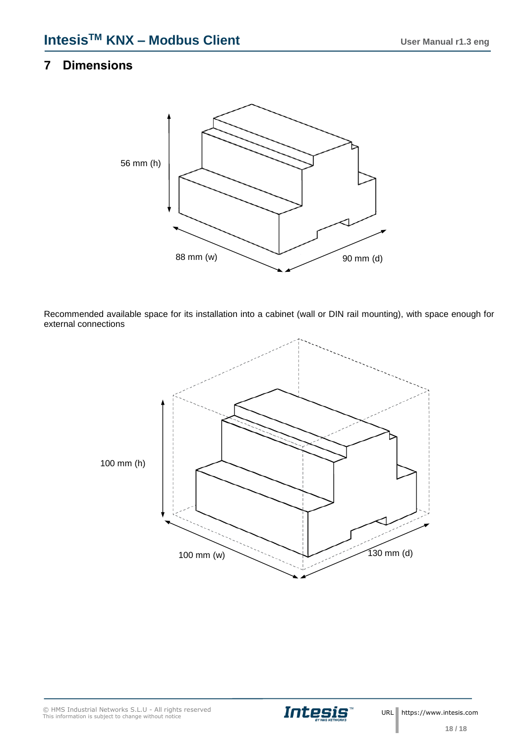# 7 Dimensions

56 mm (h)

88 mm (w)

90 mm (d)

Recommended available space for its installation into a cabinet (wall or DIN rail mounting), with space enough for external connections

100 mm (h)

100 mm (w)

130 mm (d)